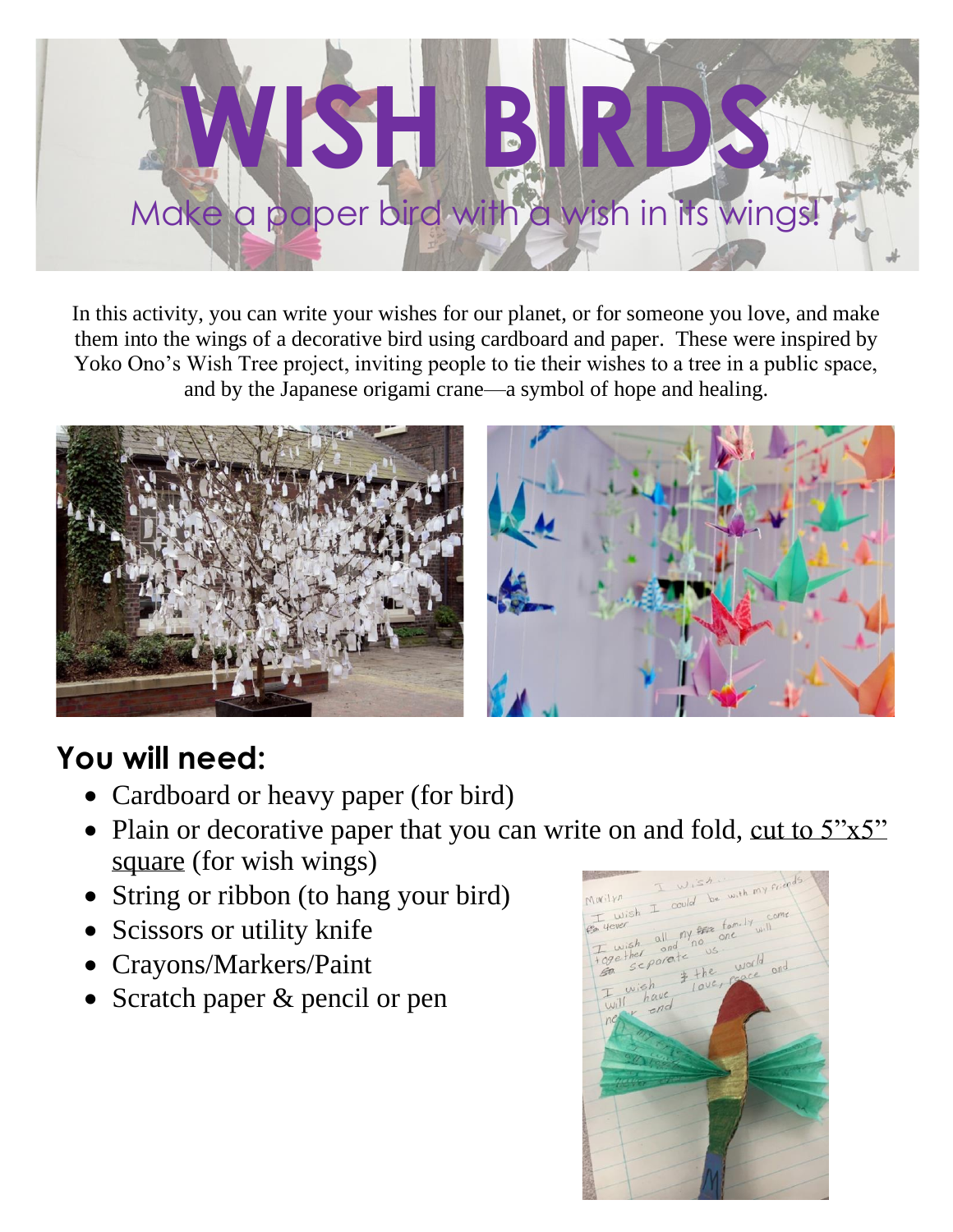# WISH BIRDS

Make a paper bird with a wish in its wings!

In this activity, you can write your wishes for our planet, or for someone you love, and make them into the wings of a decorative bird using cardboard and paper. These were inspired by Yoko Ono's Wish Tree project, inviting people to tie their wishes to a tree in a public space, and by the Japanese origami crane—a symbol of hope and healing.

## You will need:

- Cardboard or heavy paper (for bird)
- Plain or decorative paper that you can write on and fold, cut to 5"x5" square (for wish wings)
- String or ribbon (to hang your bird)
- Scissors or utility knife
- Crayons/Markers/Paint
- Scratch paper & pencil or pen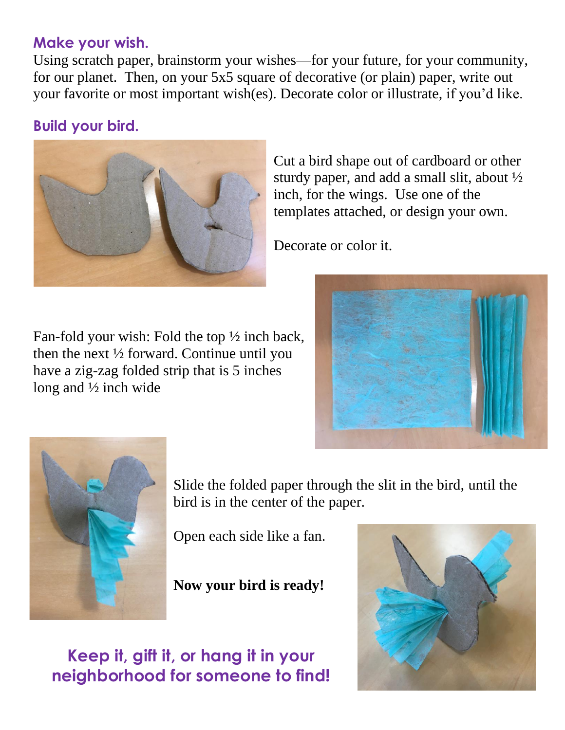## Make your wish.

Using scratch paper, brainstorm your wishes—for your future, for your community, for our planet. Then, on your 5x5 square of decorative (or plain) paper, write out your favorite or most important wish(es). Decorate color or illustrate, if you'd like.

## Build your bird.

Cut a bird shape out of cardboard or other sturdy paper, and add a small slit, about ½ inch, for the wings. Use one of the templates attached, or design your own.

Decorate or color it.

Fan-fold your wish: Fold the top ½ inch back, then the next ½ forward. Continue until you have a zig-zag folded strip that is 5 inches long and ½ inch wide

Slide the folded paper through the slit in the bird, until the bird is in the center of the paper.

Open each side like a fan.

**Now your bird is ready!**

## Keep it, gift it, or hang it in your neighborhood for someone to find!